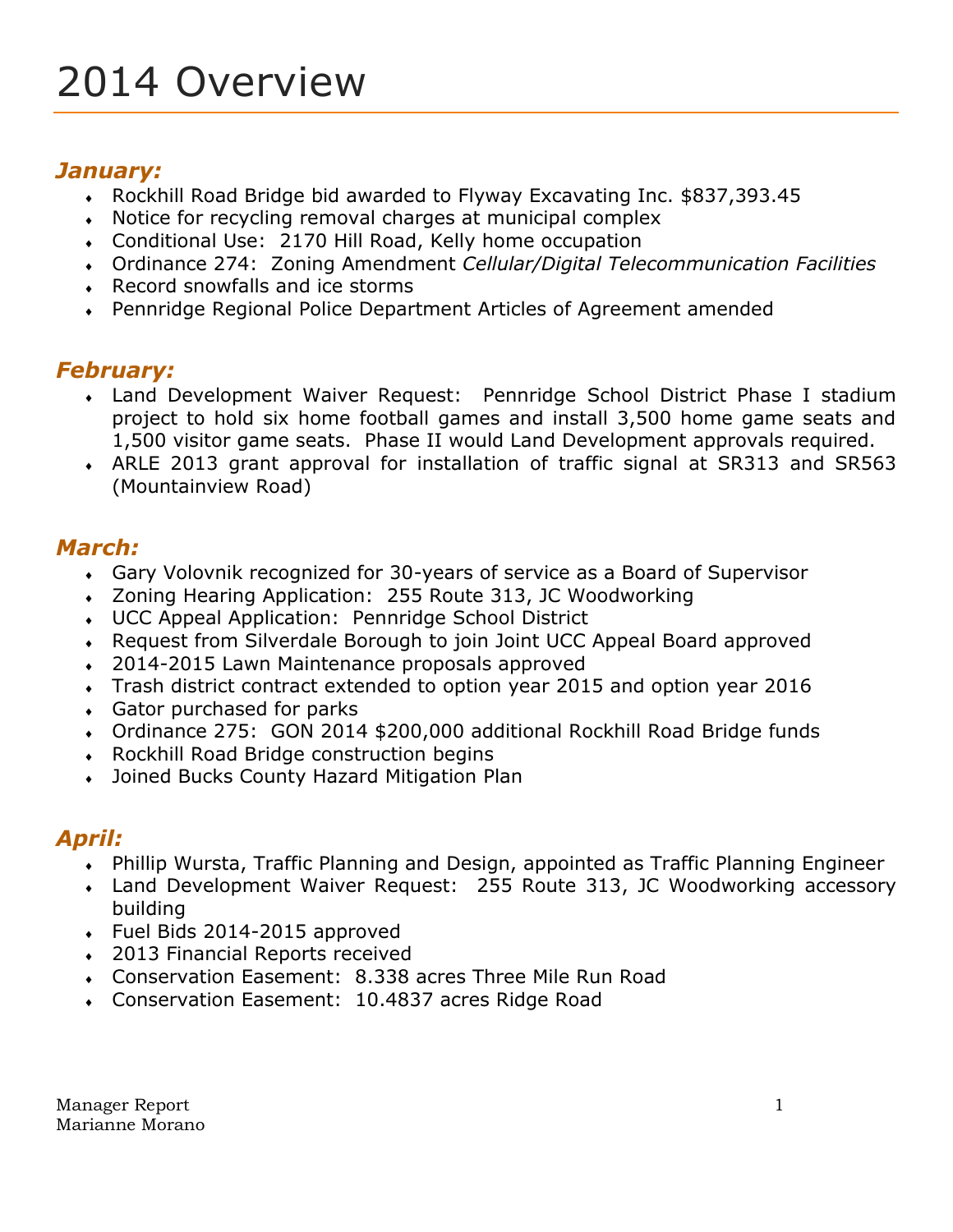# 2014 Overview

### *January:*

- Rockhill Road Bridge bid awarded to Flyway Excavating Inc. $837,393.45
- Notice for recycling removal charges at municipal complex
- Conditional Use: 2170 Hill Road, Kelly home occupation
- Ordinance 274: Zoning Amendment *Cellular/Digital Telecommunication Facilities*
- Record snowfalls and ice storms
- Pennridge Regional Police Department Articles of Agreement amended

### *February:*

- Land Development Waiver Request: Pennridge School District Phase I stadium project to hold six home football games and install 3,500 home game seats and 1,500 visitor game seats. Phase II would Land Development approvals required.
- ARLE 2013 grant approval for installation of traffic signal at SR313 and SR563 (Mountainview Road)

### *March:*

- Gary Volovnik recognized for 30-years of service as a Board of Supervisor
- Zoning Hearing Application: 255 Route 313, JC Woodworking
- UCC Appeal Application: Pennridge School District
- Request from Silverdale Borough to join Joint UCC Appeal Board approved
- 2014-2015 Lawn Maintenance proposals approved
- Trash district contract extended to option year 2015 and option year 2016
- Gator purchased for parks
- Ordinance 275: GON 2014 $200,000 additional Rockhill Road Bridge funds
- Rockhill Road Bridge construction begins
- Joined Bucks County Hazard Mitigation Plan

### *April:*

- Phillip Wursta, Traffic Planning and Design, appointed as Traffic Planning Engineer
- Land Development Waiver Request: 255 Route 313, JC Woodworking accessory building
- Fuel Bids 2014-2015 approved
- 2013 Financial Reports received
- Conservation Easement: 8.338 acres Three Mile Run Road
- Conservation Easement: 10.4837 acres Ridge Road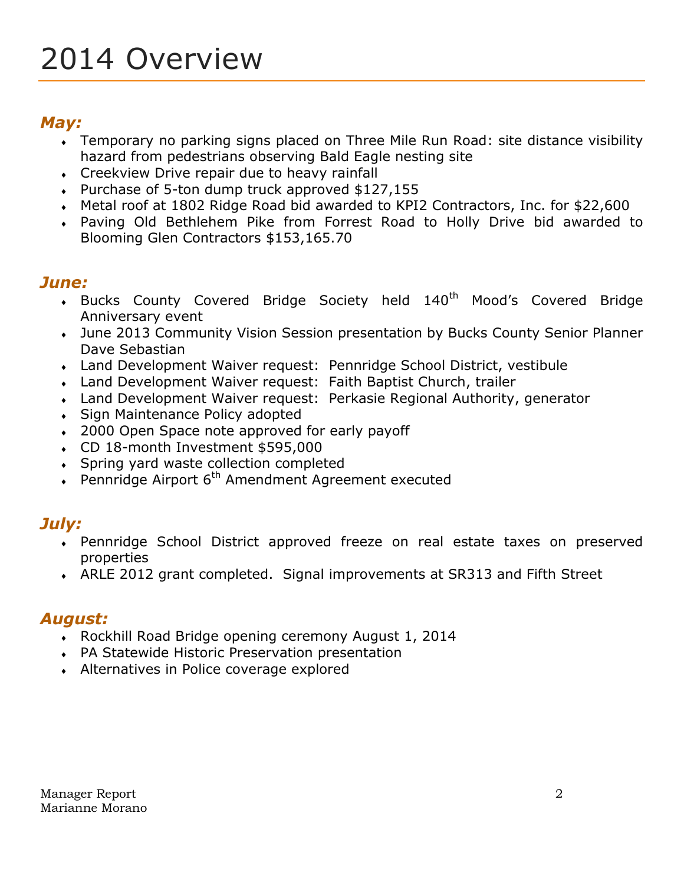# 2014 Overview

## *May:*

- Temporary no parking signs placed on Three Mile Run Road: site distance visibility hazard from pedestrians observing Bald Eagle nesting site
- Creekview Drive repair due to heavy rainfall
- Purchase of 5-ton dump truck approved $127,155
- Metal roof at 1802 Ridge Road bid awarded to KPI2 Contractors, Inc. for $22,600
- Paving Old Bethlehem Pike from Forrest Road to Holly Drive bid awarded to Blooming Glen Contractors $153,165.70

## *June:*

- Bucks County Covered Bridge Society held 140th Mood's Covered Bridge Anniversary event
- June 2013 Community Vision Session presentation by Bucks County Senior Planner Dave Sebastian
- Land Development Waiver request: Pennridge School District, vestibule
- Land Development Waiver request: Faith Baptist Church, trailer
- Land Development Waiver request: Perkasie Regional Authority, generator
- Sign Maintenance Policy adopted
- 2000 Open Space note approved for early payoff
- CD 18-month Investment $595,000
- Spring yard waste collection completed
- Pennridge Airport 6th Amendment Agreement executed

## *July:*

- Pennridge School District approved freeze on real estate taxes on preserved properties
- ARLE 2012 grant completed. Signal improvements at SR313 and Fifth Street

## *August:*

- Rockhill Road Bridge opening ceremony August 1, 2014
- PA Statewide Historic Preservation presentation
- Alternatives in Police coverage explored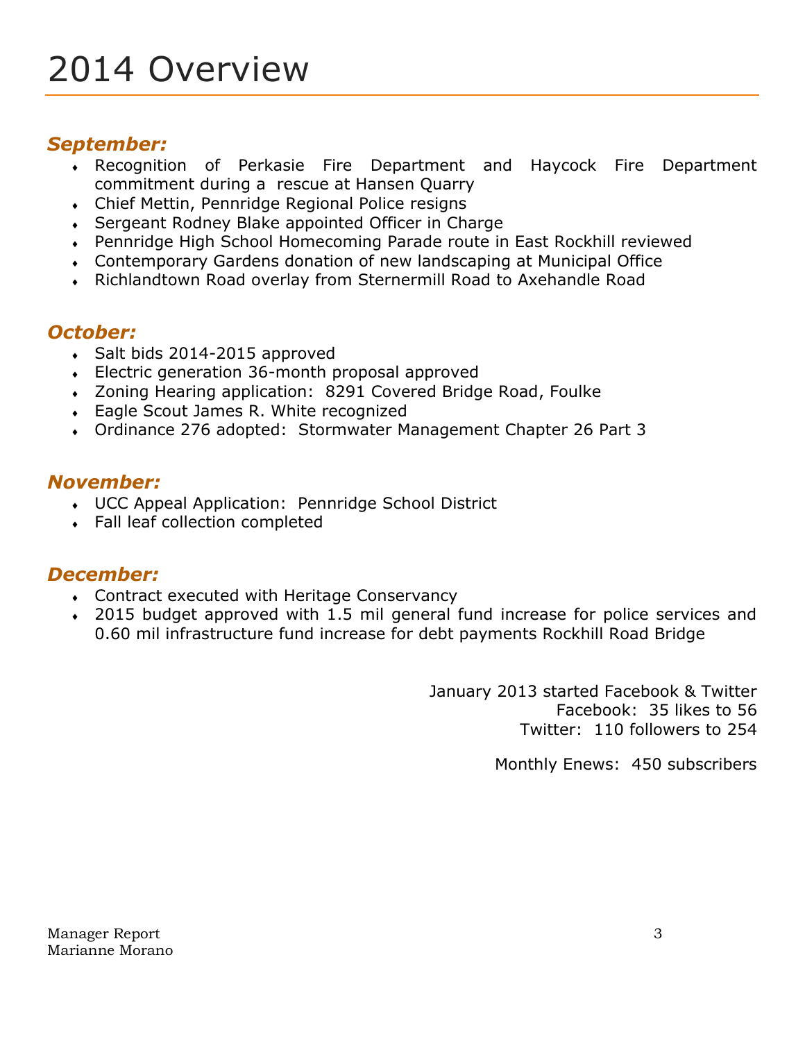# 2014 Overview

***September:***

- Recognition of Perkasie Fire Department and Haycock Fire Department commitment during a rescue at Hansen Quarry
- Chief Mettin, Pennridge Regional Police resigns
- Sergeant Rodney Blake appointed Officer in Charge
- Pennridge High School Homecoming Parade route in East Rockhill reviewed
- Contemporary Gardens donation of new landscaping at Municipal Office
- Richlandtown Road overlay from Sternermill Road to Axehandle Road

***October:***

- Salt bids 2014-2015 approved
- Electric generation 36-month proposal approved
- Zoning Hearing application: 8291 Covered Bridge Road, Foulke
- Eagle Scout James R. White recognized
- Ordinance 276 adopted: Stormwater Management Chapter 26 Part 3

***November:***

- UCC Appeal Application: Pennridge School District
- Fall leaf collection completed

***December:***

- Contract executed with Heritage Conservancy
- 2015 budget approved with 1.5 mil general fund increase for police services and 0.60 mil infrastructure fund increase for debt payments Rockhill Road Bridge

January 2013 started Facebook & Twitter
Facebook: 35 likes to 56
Twitter: 110 followers to 254

Monthly Enews: 450 subscribers

Manager Report
Marianne Morano